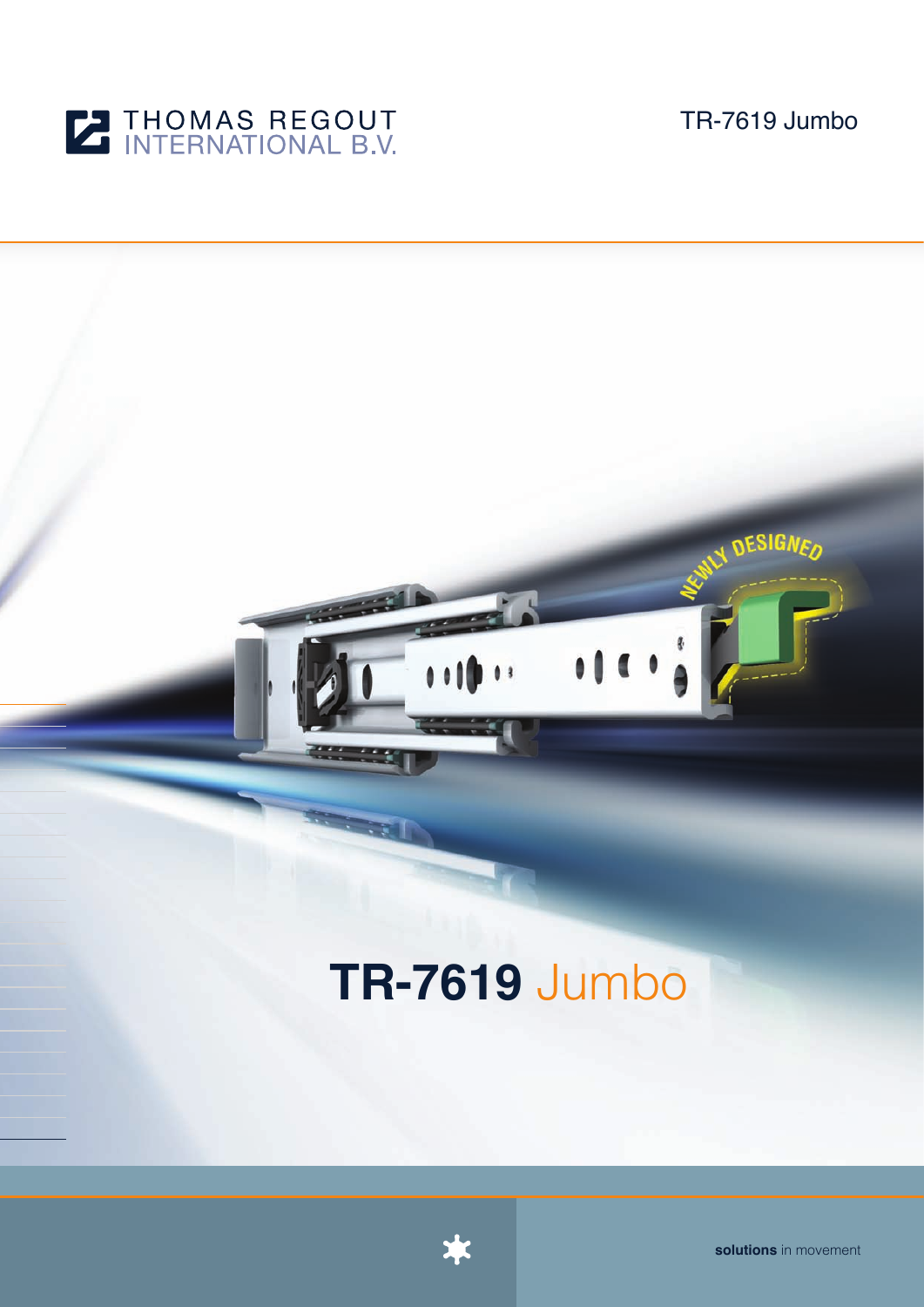THOMAS REGOUT
INTERNATIONAL B.V.

TR-7619 Jumbo

NEWLY DESIGNED

# TR-7619 Jumbo

**solutions** in movement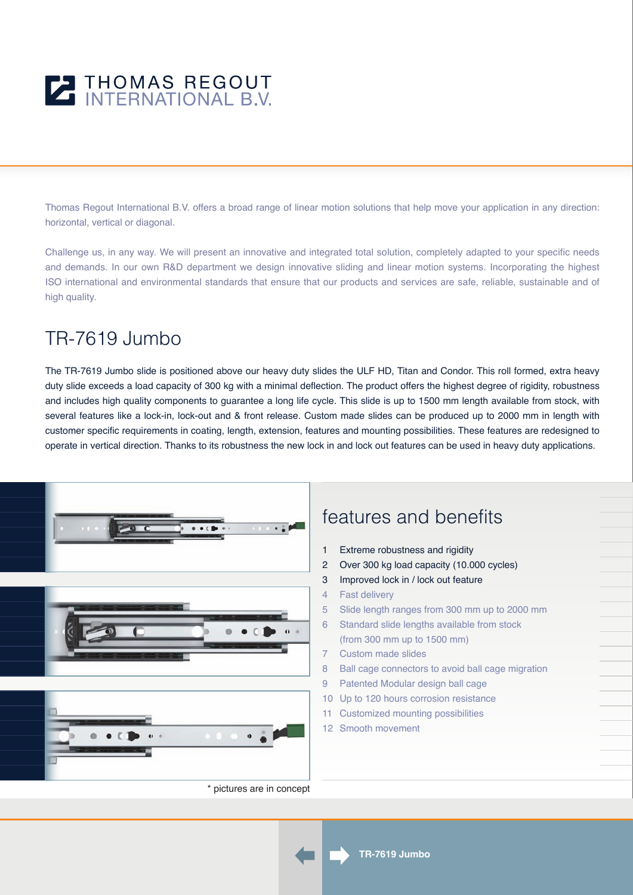THOMAS REGOUT INTERNATIONAL B.V.

Thomas Regout International B.V. offers a broad range of linear motion solutions that help move your application in any direction: horizontal, vertical or diagonal.

Challenge us, in any way. We will present an innovative and integrated total solution, completely adapted to your specific needs and demands. In our own R&D department we design innovative sliding and linear motion systems. Incorporating the highest ISO international and environmental standards that ensure that our products and services are safe, reliable, sustainable and of high quality.

## TR-7619 Jumbo

The TR-7619 Jumbo slide is positioned above our heavy duty slides the ULF HD, Titan and Condor. This roll formed, extra heavy duty slide exceeds a load capacity of 300 kg with a minimal deflection. The product offers the highest degree of rigidity, robustness and includes high quality components to guarantee a long life cycle. This slide is up to 1500 mm length available from stock, with several features like a lock-in, lock-out and & front release. Custom made slides can be produced up to 2000 mm in length with customer specific requirements in coating, length, extension, features and mounting possibilities. These features are redesigned to operate in vertical direction. Thanks to its robustness the new lock in and lock out features can be used in heavy duty applications.

\* pictures are in concept

## features and benefits

1. Extreme robustness and rigidity
2. Over 300 kg load capacity (10.000 cycles)
3. Improved lock in / lock out feature
4. Fast delivery
5. Slide length ranges from 300 mm up to 2000 mm
6. Standard slide lengths available from stock (from 300 mm up to 1500 mm)
7. Custom made slides
8. Ball cage connectors to avoid ball cage migration
9. Patented Modular design ball cage
10. Up to 120 hours corrosion resistance
11. Customized mounting possibilities
12. Smooth movement

TR-7619 Jumbo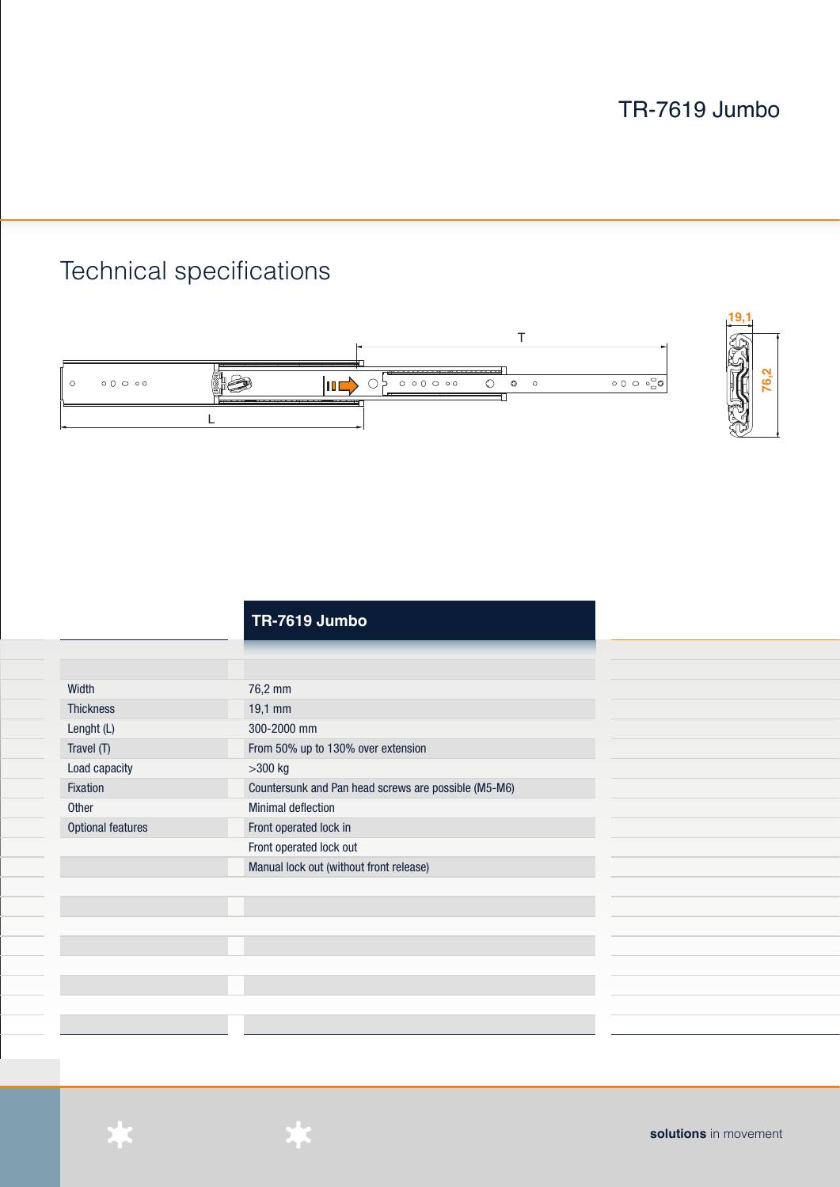# TR-7619 Jumbo

## Technical specifications

| | TR-7619 Jumbo |
|---|---|
| Width | 76,2 mm |
| Thickness | 19,1 mm |
| Lenght (L) | 300-2000 mm |
| Travel (T) | From 50% up to 130% over extension |
| Load capacity | >300 kg |
| Fixation | Countersunk and Pan head screws are possible (M5-M6) |
| Other | Minimal deflection |
| Optional features | Front operated lock in |
| | Front operated lock out |
| | Manual lock out (without front release) |

**solutions** in movement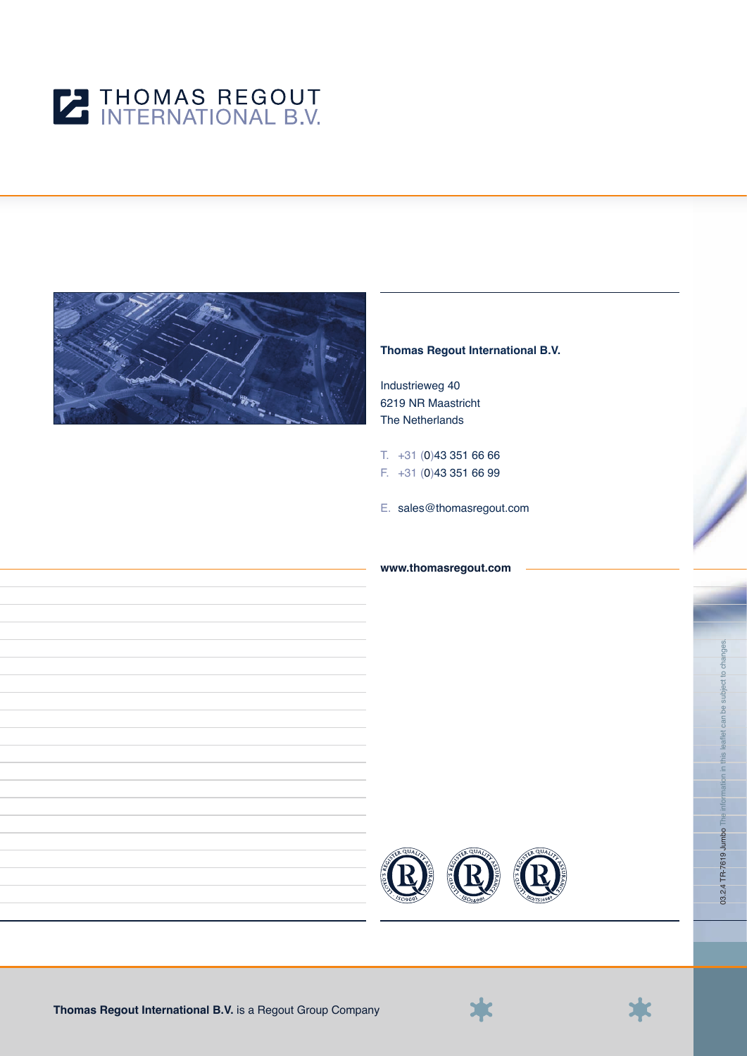THOMAS REGOUT
INTERNATIONAL B.V.

**Thomas Regout International B.V.**

Industrieweg 40
6219 NR Maastricht
The Netherlands

T. +31 (0)43 351 66 66
F. +31 (0)43 351 66 99

E. sales@thomasregout.com

**www.thomasregout.com**

03.2.4 TR-7619 Jumbo The information in this leaflet can be subject to changes.

**Thomas Regout International B.V.** is a Regout Group Company